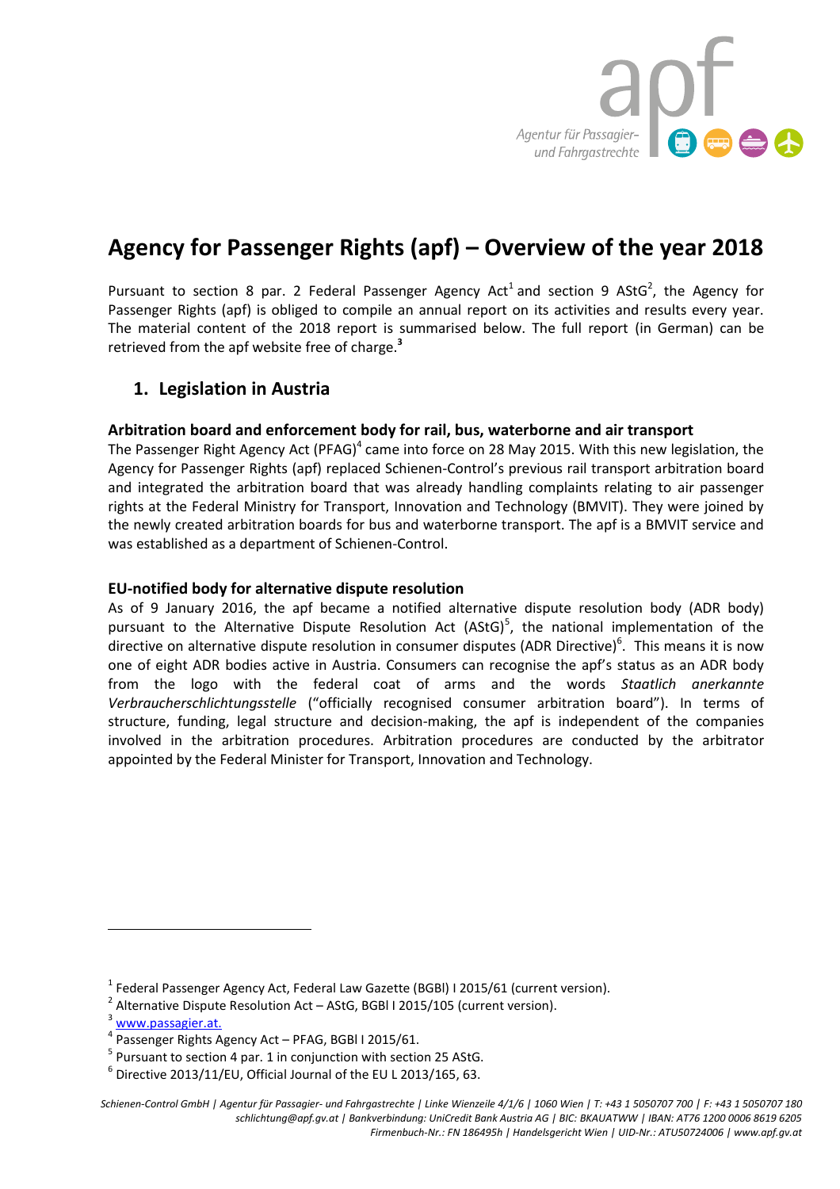# Agency for Passenger Rights (apf) – Overview of the year 2018

Pursuant to section 8 par. 2 Federal Passenger Agency Act[1] and section 9 AStG[2], the Agency for Passenger Rights (apf) is obliged to compile an annual report on its activities and results every year. The material content of the 2018 report is summarised below. The full report (in German) can be retrieved from the apf website free of charge.[3]

## 1. Legislation in Austria

### Arbitration board and enforcement body for rail, bus, waterborne and air transport

The Passenger Right Agency Act (PFAG)[4] came into force on 28 May 2015. With this new legislation, the Agency for Passenger Rights (apf) replaced Schienen-Control's previous rail transport arbitration board and integrated the arbitration board that was already handling complaints relating to air passenger rights at the Federal Ministry for Transport, Innovation and Technology (BMVIT). They were joined by the newly created arbitration boards for bus and waterborne transport. The apf is a BMVIT service and was established as a department of Schienen-Control.

### EU-notified body for alternative dispute resolution

As of 9 January 2016, the apf became a notified alternative dispute resolution body (ADR body) pursuant to the Alternative Dispute Resolution Act (AStG)[5], the national implementation of the directive on alternative dispute resolution in consumer disputes (ADR Directive)[6]. This means it is now one of eight ADR bodies active in Austria. Consumers can recognise the apf's status as an ADR body from the logo with the federal coat of arms and the words *Staatlich anerkannte Verbraucherschlichtungsstelle* ("officially recognised consumer arbitration board"). In terms of structure, funding, legal structure and decision-making, the apf is independent of the companies involved in the arbitration procedures. Arbitration procedures are conducted by the arbitrator appointed by the Federal Minister for Transport, Innovation and Technology.

---

[1] Federal Passenger Agency Act, Federal Law Gazette (BGBl) I 2015/61 (current version).

[2] Alternative Dispute Resolution Act – AStG, BGBl I 2015/105 (current version).

[3] www.passagier.at.

[4] Passenger Rights Agency Act – PFAG, BGBl I 2015/61.

[5] Pursuant to section 4 par. 1 in conjunction with section 25 AStG.

[6] Directive 2013/11/EU, Official Journal of the EU L 2013/165, 63.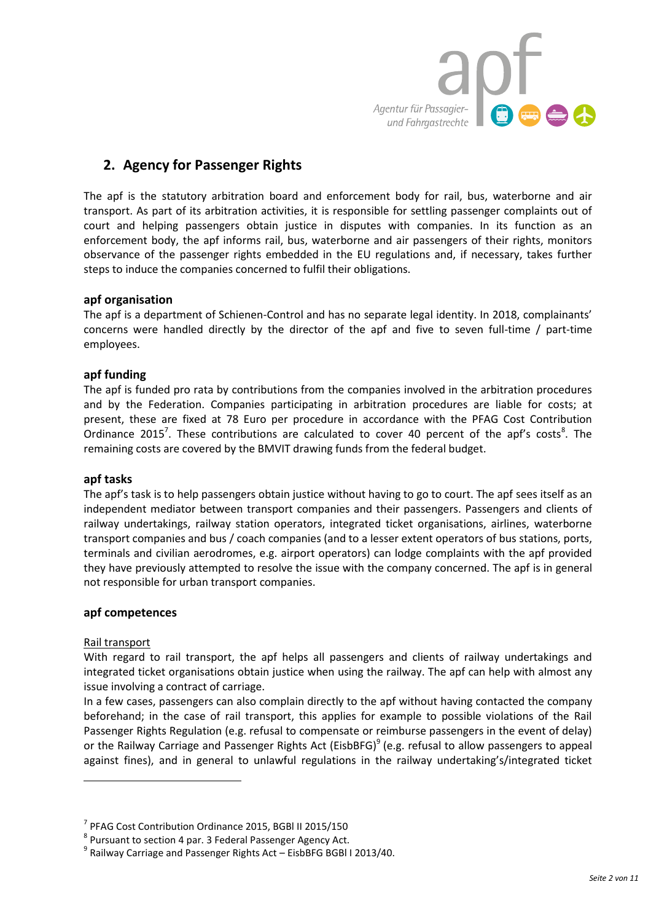## 2. Agency for Passenger Rights

The apf is the statutory arbitration board and enforcement body for rail, bus, waterborne and air transport. As part of its arbitration activities, it is responsible for settling passenger complaints out of court and helping passengers obtain justice in disputes with companies. In its function as an enforcement body, the apf informs rail, bus, waterborne and air passengers of their rights, monitors observance of the passenger rights embedded in the EU regulations and, if necessary, takes further steps to induce the companies concerned to fulfil their obligations.

### apf organisation

The apf is a department of Schienen-Control and has no separate legal identity. In 2018, complainants' concerns were handled directly by the director of the apf and five to seven full-time / part-time employees.

### apf funding

The apf is funded pro rata by contributions from the companies involved in the arbitration procedures and by the Federation. Companies participating in arbitration procedures are liable for costs; at present, these are fixed at 78 Euro per procedure in accordance with the PFAG Cost Contribution Ordinance 2015[7]. These contributions are calculated to cover 40 percent of the apf's costs[8]. The remaining costs are covered by the BMVIT drawing funds from the federal budget.

### apf tasks

The apf's task is to help passengers obtain justice without having to go to court. The apf sees itself as an independent mediator between transport companies and their passengers. Passengers and clients of railway undertakings, railway station operators, integrated ticket organisations, airlines, waterborne transport companies and bus / coach companies (and to a lesser extent operators of bus stations, ports, terminals and civilian aerodromes, e.g. airport operators) can lodge complaints with the apf provided they have previously attempted to resolve the issue with the company concerned. The apf is in general not responsible for urban transport companies.

### apf competences

<u>Rail transport</u>

With regard to rail transport, the apf helps all passengers and clients of railway undertakings and integrated ticket organisations obtain justice when using the railway. The apf can help with almost any issue involving a contract of carriage.

In a few cases, passengers can also complain directly to the apf without having contacted the company beforehand; in the case of rail transport, this applies for example to possible violations of the Rail Passenger Rights Regulation (e.g. refusal to compensate or reimburse passengers in the event of delay) or the Railway Carriage and Passenger Rights Act (EisbBFG)[9] (e.g. refusal to allow passengers to appeal against fines), and in general to unlawful regulations in the railway undertaking's/integrated ticket

---

[7] PFAG Cost Contribution Ordinance 2015, BGBl II 2015/150

[8] Pursuant to section 4 par. 3 Federal Passenger Agency Act.

[9] Railway Carriage and Passenger Rights Act – EisbBFG BGBl I 2013/40.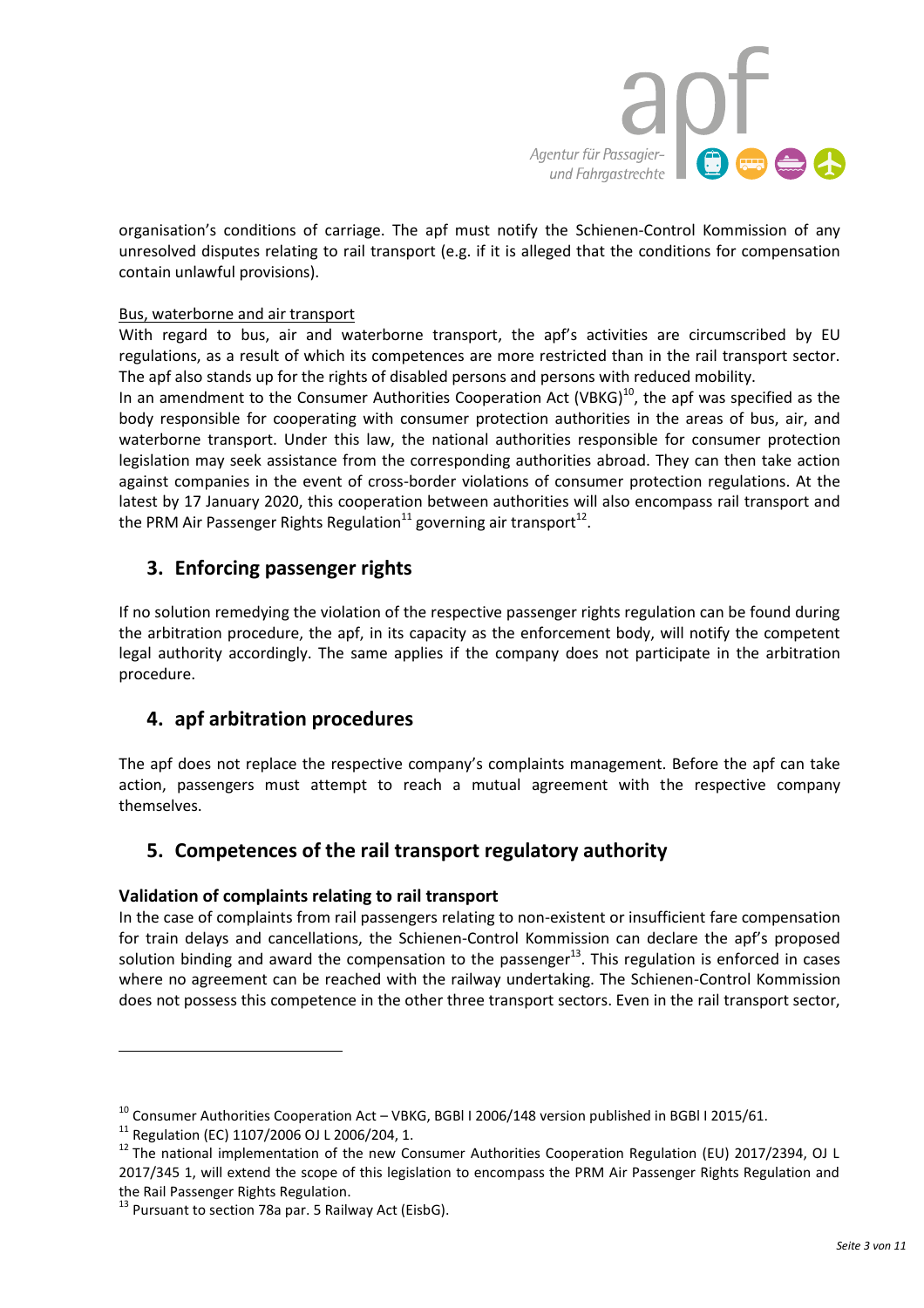organisation's conditions of carriage. The apf must notify the Schienen-Control Kommission of any unresolved disputes relating to rail transport (e.g. if it is alleged that the conditions for compensation contain unlawful provisions).

Bus, waterborne and air transport

With regard to bus, air and waterborne transport, the apf's activities are circumscribed by EU regulations, as a result of which its competences are more restricted than in the rail transport sector. The apf also stands up for the rights of disabled persons and persons with reduced mobility.
In an amendment to the Consumer Authorities Cooperation Act (VBKG)[10], the apf was specified as the body responsible for cooperating with consumer protection authorities in the areas of bus, air, and waterborne transport. Under this law, the national authorities responsible for consumer protection legislation may seek assistance from the corresponding authorities abroad. They can then take action against companies in the event of cross-border violations of consumer protection regulations. At the latest by 17 January 2020, this cooperation between authorities will also encompass rail transport and the PRM Air Passenger Rights Regulation[11] governing air transport[12].

## 3. Enforcing passenger rights

If no solution remedying the violation of the respective passenger rights regulation can be found during the arbitration procedure, the apf, in its capacity as the enforcement body, will notify the competent legal authority accordingly. The same applies if the company does not participate in the arbitration procedure.

## 4. apf arbitration procedures

The apf does not replace the respective company's complaints management. Before the apf can take action, passengers must attempt to reach a mutual agreement with the respective company themselves.

## 5. Competences of the rail transport regulatory authority

**Validation of complaints relating to rail transport**

In the case of complaints from rail passengers relating to non-existent or insufficient fare compensation for train delays and cancellations, the Schienen-Control Kommission can declare the apf's proposed solution binding and award the compensation to the passenger[13]. This regulation is enforced in cases where no agreement can be reached with the railway undertaking. The Schienen-Control Kommission does not possess this competence in the other three transport sectors. Even in the rail transport sector,

---

[10] Consumer Authorities Cooperation Act – VBKG, BGBl I 2006/148 version published in BGBl I 2015/61.

[11] Regulation (EC) 1107/2006 OJ L 2006/204, 1.

[12] The national implementation of the new Consumer Authorities Cooperation Regulation (EU) 2017/2394, OJ L 2017/345 1, will extend the scope of this legislation to encompass the PRM Air Passenger Rights Regulation and the Rail Passenger Rights Regulation.

[13] Pursuant to section 78a par. 5 Railway Act (EisbG).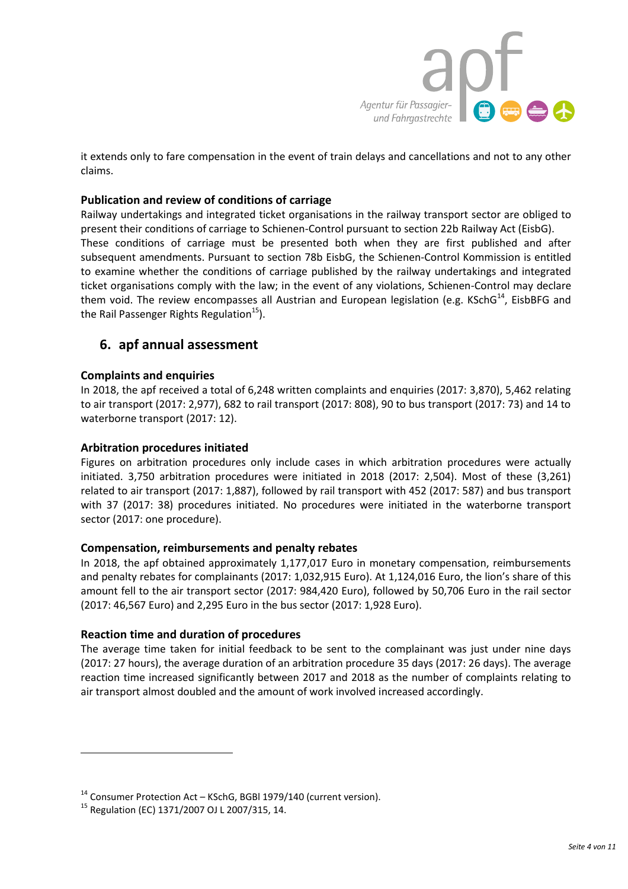it extends only to fare compensation in the event of train delays and cancellations and not to any other claims.

**Publication and review of conditions of carriage**

Railway undertakings and integrated ticket organisations in the railway transport sector are obliged to present their conditions of carriage to Schienen-Control pursuant to section 22b Railway Act (EisbG). These conditions of carriage must be presented both when they are first published and after subsequent amendments. Pursuant to section 78b EisbG, the Schienen-Control Kommission is entitled to examine whether the conditions of carriage published by the railway undertakings and integrated ticket organisations comply with the law; in the event of any violations, Schienen-Control may declare them void. The review encompasses all Austrian and European legislation (e.g. KSchG[14], EisbBFG and the Rail Passenger Rights Regulation[15]).

## 6. apf annual assessment

**Complaints and enquiries**

In 2018, the apf received a total of 6,248 written complaints and enquiries (2017: 3,870), 5,462 relating to air transport (2017: 2,977), 682 to rail transport (2017: 808), 90 to bus transport (2017: 73) and 14 to waterborne transport (2017: 12).

**Arbitration procedures initiated**

Figures on arbitration procedures only include cases in which arbitration procedures were actually initiated. 3,750 arbitration procedures were initiated in 2018 (2017: 2,504). Most of these (3,261) related to air transport (2017: 1,887), followed by rail transport with 452 (2017: 587) and bus transport with 37 (2017: 38) procedures initiated. No procedures were initiated in the waterborne transport sector (2017: one procedure).

**Compensation, reimbursements and penalty rebates**

In 2018, the apf obtained approximately 1,177,017 Euro in monetary compensation, reimbursements and penalty rebates for complainants (2017: 1,032,915 Euro). At 1,124,016 Euro, the lion's share of this amount fell to the air transport sector (2017: 984,420 Euro), followed by 50,706 Euro in the rail sector (2017: 46,567 Euro) and 2,295 Euro in the bus sector (2017: 1,928 Euro).

**Reaction time and duration of procedures**

The average time taken for initial feedback to be sent to the complainant was just under nine days (2017: 27 hours), the average duration of an arbitration procedure 35 days (2017: 26 days). The average reaction time increased significantly between 2017 and 2018 as the number of complaints relating to air transport almost doubled and the amount of work involved increased accordingly.

---

[14] Consumer Protection Act – KSchG, BGBl 1979/140 (current version).

[15] Regulation (EC) 1371/2007 OJ L 2007/315, 14.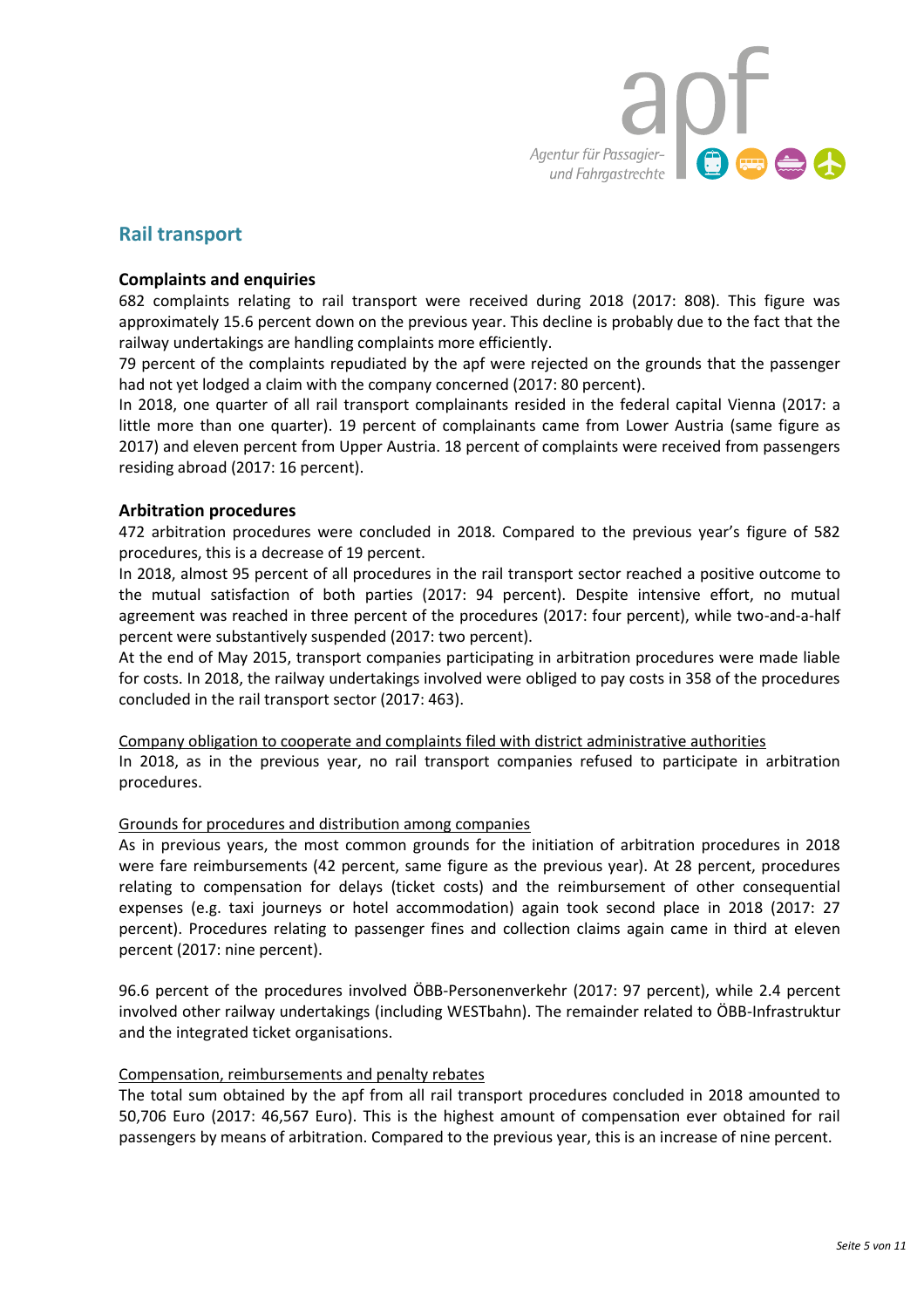## Rail transport

### Complaints and enquiries

682 complaints relating to rail transport were received during 2018 (2017: 808). This figure was approximately 15.6 percent down on the previous year. This decline is probably due to the fact that the railway undertakings are handling complaints more efficiently.

79 percent of the complaints repudiated by the apf were rejected on the grounds that the passenger had not yet lodged a claim with the company concerned (2017: 80 percent).

In 2018, one quarter of all rail transport complainants resided in the federal capital Vienna (2017: a little more than one quarter). 19 percent of complainants came from Lower Austria (same figure as 2017) and eleven percent from Upper Austria. 18 percent of complaints were received from passengers residing abroad (2017: 16 percent).

### Arbitration procedures

472 arbitration procedures were concluded in 2018. Compared to the previous year's figure of 582 procedures, this is a decrease of 19 percent.

In 2018, almost 95 percent of all procedures in the rail transport sector reached a positive outcome to the mutual satisfaction of both parties (2017: 94 percent). Despite intensive effort, no mutual agreement was reached in three percent of the procedures (2017: four percent), while two-and-a-half percent were substantively suspended (2017: two percent).

At the end of May 2015, transport companies participating in arbitration procedures were made liable for costs. In 2018, the railway undertakings involved were obliged to pay costs in 358 of the procedures concluded in the rail transport sector (2017: 463).

<u>Company obligation to cooperate and complaints filed with district administrative authorities</u>

In 2018, as in the previous year, no rail transport companies refused to participate in arbitration procedures.

<u>Grounds for procedures and distribution among companies</u>

As in previous years, the most common grounds for the initiation of arbitration procedures in 2018 were fare reimbursements (42 percent, same figure as the previous year). At 28 percent, procedures relating to compensation for delays (ticket costs) and the reimbursement of other consequential expenses (e.g. taxi journeys or hotel accommodation) again took second place in 2018 (2017: 27 percent). Procedures relating to passenger fines and collection claims again came in third at eleven percent (2017: nine percent).

96.6 percent of the procedures involved ÖBB-Personenverkehr (2017: 97 percent), while 2.4 percent involved other railway undertakings (including WESTbahn). The remainder related to ÖBB-Infrastruktur and the integrated ticket organisations.

<u>Compensation, reimbursements and penalty rebates</u>

The total sum obtained by the apf from all rail transport procedures concluded in 2018 amounted to 50,706 Euro (2017: 46,567 Euro). This is the highest amount of compensation ever obtained for rail passengers by means of arbitration. Compared to the previous year, this is an increase of nine percent.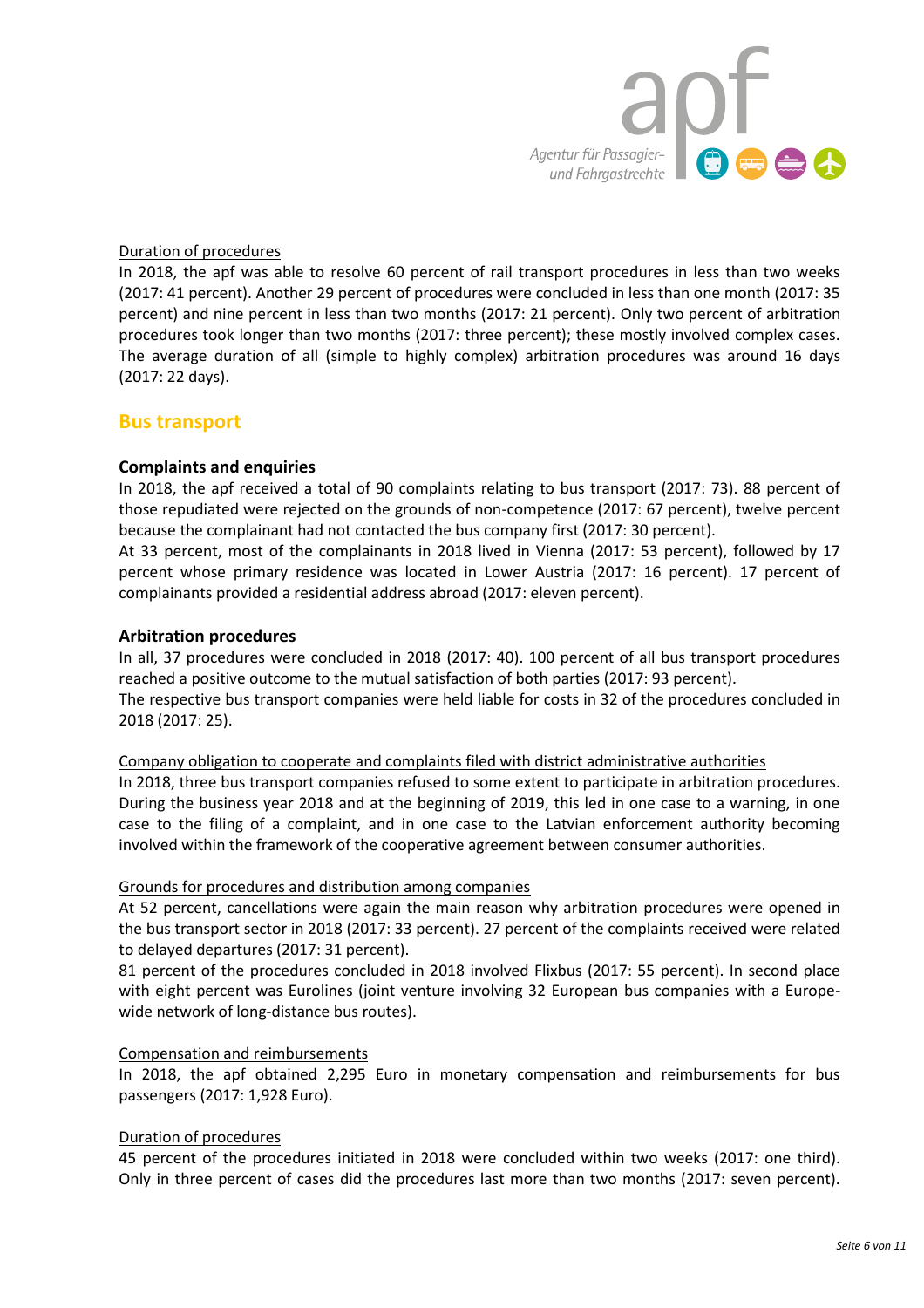Duration of procedures

In 2018, the apf was able to resolve 60 percent of rail transport procedures in less than two weeks (2017: 41 percent). Another 29 percent of procedures were concluded in less than one month (2017: 35 percent) and nine percent in less than two months (2017: 21 percent). Only two percent of arbitration procedures took longer than two months (2017: three percent); these mostly involved complex cases. The average duration of all (simple to highly complex) arbitration procedures was around 16 days (2017: 22 days).

## Bus transport

### Complaints and enquiries

In 2018, the apf received a total of 90 complaints relating to bus transport (2017: 73). 88 percent of those repudiated were rejected on the grounds of non-competence (2017: 67 percent), twelve percent because the complainant had not contacted the bus company first (2017: 30 percent).

At 33 percent, most of the complainants in 2018 lived in Vienna (2017: 53 percent), followed by 17 percent whose primary residence was located in Lower Austria (2017: 16 percent). 17 percent of complainants provided a residential address abroad (2017: eleven percent).

### Arbitration procedures

In all, 37 procedures were concluded in 2018 (2017: 40). 100 percent of all bus transport procedures reached a positive outcome to the mutual satisfaction of both parties (2017: 93 percent).

The respective bus transport companies were held liable for costs in 32 of the procedures concluded in 2018 (2017: 25).

Company obligation to cooperate and complaints filed with district administrative authorities

In 2018, three bus transport companies refused to some extent to participate in arbitration procedures. During the business year 2018 and at the beginning of 2019, this led in one case to a warning, in one case to the filing of a complaint, and in one case to the Latvian enforcement authority becoming involved within the framework of the cooperative agreement between consumer authorities.

Grounds for procedures and distribution among companies

At 52 percent, cancellations were again the main reason why arbitration procedures were opened in the bus transport sector in 2018 (2017: 33 percent). 27 percent of the complaints received were related to delayed departures (2017: 31 percent).

81 percent of the procedures concluded in 2018 involved Flixbus (2017: 55 percent). In second place with eight percent was Eurolines (joint venture involving 32 European bus companies with a Europe-wide network of long-distance bus routes).

Compensation and reimbursements

In 2018, the apf obtained 2,295 Euro in monetary compensation and reimbursements for bus passengers (2017: 1,928 Euro).

Duration of procedures

45 percent of the procedures initiated in 2018 were concluded within two weeks (2017: one third). Only in three percent of cases did the procedures last more than two months (2017: seven percent).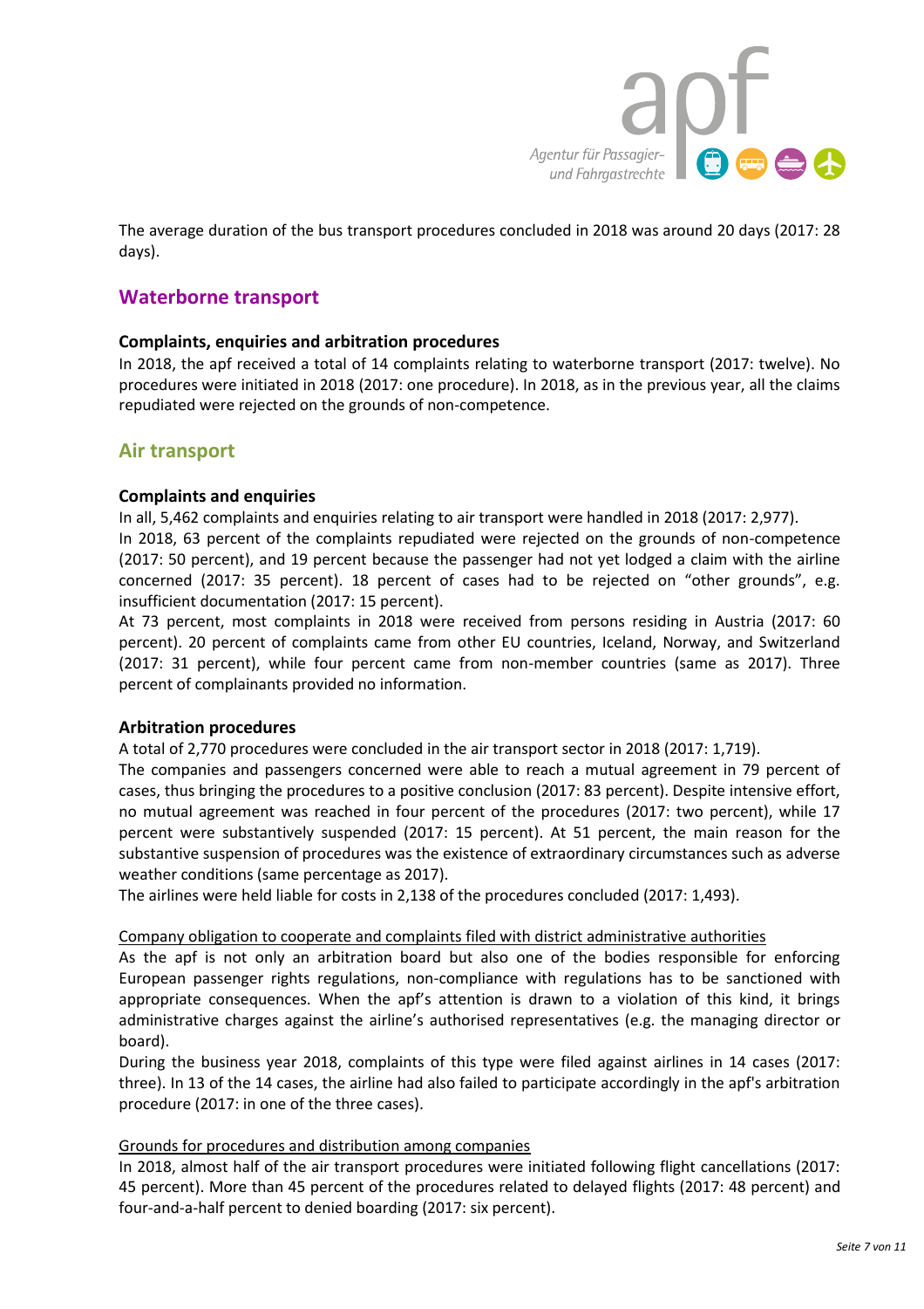The average duration of the bus transport procedures concluded in 2018 was around 20 days (2017: 28 days).

## Waterborne transport

### Complaints, enquiries and arbitration procedures

In 2018, the apf received a total of 14 complaints relating to waterborne transport (2017: twelve). No procedures were initiated in 2018 (2017: one procedure). In 2018, as in the previous year, all the claims repudiated were rejected on the grounds of non-competence.

## Air transport

### Complaints and enquiries

In all, 5,462 complaints and enquiries relating to air transport were handled in 2018 (2017: 2,977).
In 2018, 63 percent of the complaints repudiated were rejected on the grounds of non-competence (2017: 50 percent), and 19 percent because the passenger had not yet lodged a claim with the airline concerned (2017: 35 percent). 18 percent of cases had to be rejected on "other grounds", e.g. insufficient documentation (2017: 15 percent).
At 73 percent, most complaints in 2018 were received from persons residing in Austria (2017: 60 percent). 20 percent of complaints came from other EU countries, Iceland, Norway, and Switzerland (2017: 31 percent), while four percent came from non-member countries (same as 2017). Three percent of complainants provided no information.

### Arbitration procedures

A total of 2,770 procedures were concluded in the air transport sector in 2018 (2017: 1,719).
The companies and passengers concerned were able to reach a mutual agreement in 79 percent of cases, thus bringing the procedures to a positive conclusion (2017: 83 percent). Despite intensive effort, no mutual agreement was reached in four percent of the procedures (2017: two percent), while 17 percent were substantively suspended (2017: 15 percent). At 51 percent, the main reason for the substantive suspension of procedures was the existence of extraordinary circumstances such as adverse weather conditions (same percentage as 2017).
The airlines were held liable for costs in 2,138 of the procedures concluded (2017: 1,493).

<u>Company obligation to cooperate and complaints filed with district administrative authorities</u>

As the apf is not only an arbitration board but also one of the bodies responsible for enforcing European passenger rights regulations, non-compliance with regulations has to be sanctioned with appropriate consequences. When the apf's attention is drawn to a violation of this kind, it brings administrative charges against the airline's authorised representatives (e.g. the managing director or board).
During the business year 2018, complaints of this type were filed against airlines in 14 cases (2017: three). In 13 of the 14 cases, the airline had also failed to participate accordingly in the apf's arbitration procedure (2017: in one of the three cases).

<u>Grounds for procedures and distribution among companies</u>

In 2018, almost half of the air transport procedures were initiated following flight cancellations (2017: 45 percent). More than 45 percent of the procedures related to delayed flights (2017: 48 percent) and four-and-a-half percent to denied boarding (2017: six percent).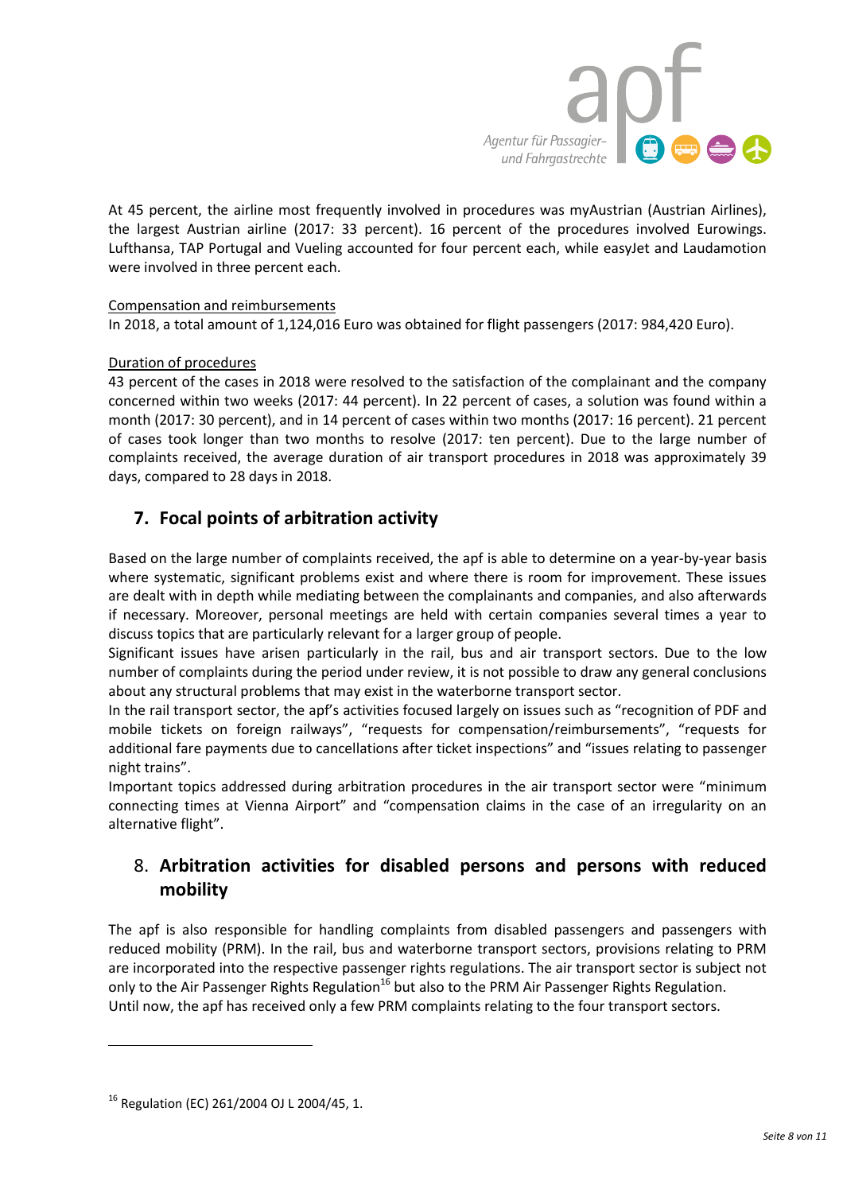At 45 percent, the airline most frequently involved in procedures was myAustrian (Austrian Airlines), the largest Austrian airline (2017: 33 percent). 16 percent of the procedures involved Eurowings. Lufthansa, TAP Portugal and Vueling accounted for four percent each, while easyJet and Laudamotion were involved in three percent each.

Compensation and reimbursements

In 2018, a total amount of 1,124,016 Euro was obtained for flight passengers (2017: 984,420 Euro).

Duration of procedures

43 percent of the cases in 2018 were resolved to the satisfaction of the complainant and the company concerned within two weeks (2017: 44 percent). In 22 percent of cases, a solution was found within a month (2017: 30 percent), and in 14 percent of cases within two months (2017: 16 percent). 21 percent of cases took longer than two months to resolve (2017: ten percent). Due to the large number of complaints received, the average duration of air transport procedures in 2018 was approximately 39 days, compared to 28 days in 2018.

## 7. Focal points of arbitration activity

Based on the large number of complaints received, the apf is able to determine on a year-by-year basis where systematic, significant problems exist and where there is room for improvement. These issues are dealt with in depth while mediating between the complainants and companies, and also afterwards if necessary. Moreover, personal meetings are held with certain companies several times a year to discuss topics that are particularly relevant for a larger group of people.

Significant issues have arisen particularly in the rail, bus and air transport sectors. Due to the low number of complaints during the period under review, it is not possible to draw any general conclusions about any structural problems that may exist in the waterborne transport sector.

In the rail transport sector, the apf's activities focused largely on issues such as "recognition of PDF and mobile tickets on foreign railways", "requests for compensation/reimbursements", "requests for additional fare payments due to cancellations after ticket inspections" and "issues relating to passenger night trains".

Important topics addressed during arbitration procedures in the air transport sector were "minimum connecting times at Vienna Airport" and "compensation claims in the case of an irregularity on an alternative flight".

## 8. Arbitration activities for disabled persons and persons with reduced mobility

The apf is also responsible for handling complaints from disabled passengers and passengers with reduced mobility (PRM). In the rail, bus and waterborne transport sectors, provisions relating to PRM are incorporated into the respective passenger rights regulations. The air transport sector is subject not only to the Air Passenger Rights Regulation[16] but also to the PRM Air Passenger Rights Regulation.

Until now, the apf has received only a few PRM complaints relating to the four transport sectors.

---

[16] Regulation (EC) 261/2004 OJ L 2004/45, 1.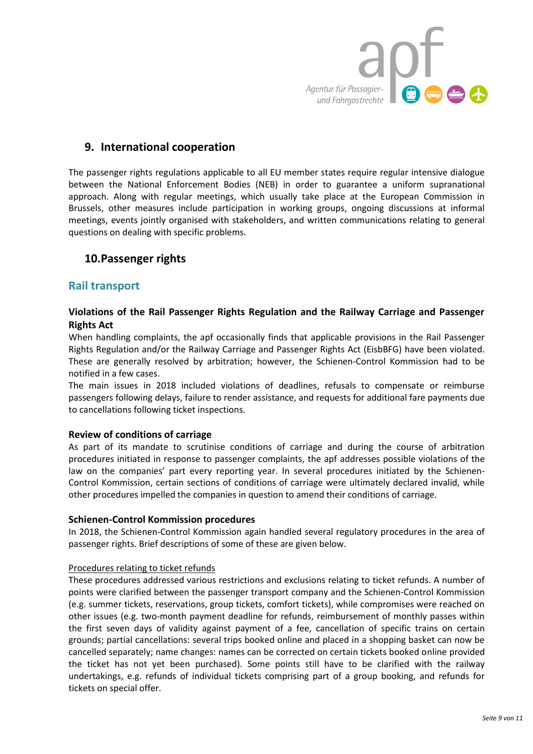## 9. International cooperation

The passenger rights regulations applicable to all EU member states require regular intensive dialogue between the National Enforcement Bodies (NEB) in order to guarantee a uniform supranational approach. Along with regular meetings, which usually take place at the European Commission in Brussels, other measures include participation in working groups, ongoing discussions at informal meetings, events jointly organised with stakeholders, and written communications relating to general questions on dealing with specific problems.

## 10. Passenger rights

### Rail transport

#### Violations of the Rail Passenger Rights Regulation and the Railway Carriage and Passenger Rights Act

When handling complaints, the apf occasionally finds that applicable provisions in the Rail Passenger Rights Regulation and/or the Railway Carriage and Passenger Rights Act (EisbBFG) have been violated. These are generally resolved by arbitration; however, the Schienen-Control Kommission had to be notified in a few cases.

The main issues in 2018 included violations of deadlines, refusals to compensate or reimburse passengers following delays, failure to render assistance, and requests for additional fare payments due to cancellations following ticket inspections.

#### Review of conditions of carriage

As part of its mandate to scrutinise conditions of carriage and during the course of arbitration procedures initiated in response to passenger complaints, the apf addresses possible violations of the law on the companies' part every reporting year. In several procedures initiated by the Schienen-Control Kommission, certain sections of conditions of carriage were ultimately declared invalid, while other procedures impelled the companies in question to amend their conditions of carriage.

#### Schienen-Control Kommission procedures

In 2018, the Schienen-Control Kommission again handled several regulatory procedures in the area of passenger rights. Brief descriptions of some of these are given below.

<u>Procedures relating to ticket refunds</u>

These procedures addressed various restrictions and exclusions relating to ticket refunds. A number of points were clarified between the passenger transport company and the Schienen-Control Kommission (e.g. summer tickets, reservations, group tickets, comfort tickets), while compromises were reached on other issues (e.g. two-month payment deadline for refunds, reimbursement of monthly passes within the first seven days of validity against payment of a fee, cancellation of specific trains on certain grounds; partial cancellations: several trips booked online and placed in a shopping basket can now be cancelled separately; name changes: names can be corrected on certain tickets booked online provided the ticket has not yet been purchased). Some points still have to be clarified with the railway undertakings, e.g. refunds of individual tickets comprising part of a group booking, and refunds for tickets on special offer.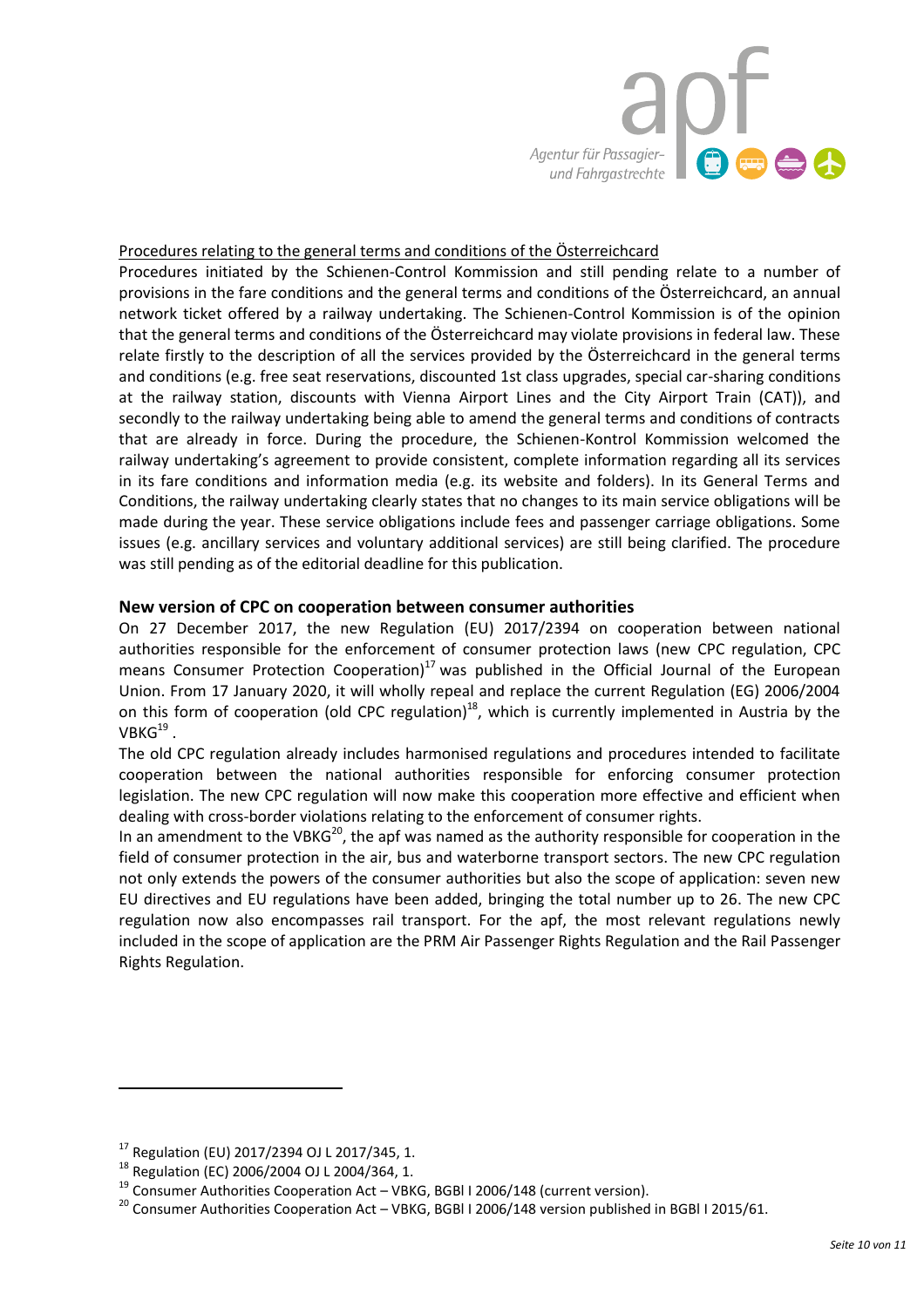<u>Procedures relating to the general terms and conditions of the Österreichcard</u>

Procedures initiated by the Schienen-Control Kommission and still pending relate to a number of provisions in the fare conditions and the general terms and conditions of the Österreichcard, an annual network ticket offered by a railway undertaking. The Schienen-Control Kommission is of the opinion that the general terms and conditions of the Österreichcard may violate provisions in federal law. These relate firstly to the description of all the services provided by the Österreichcard in the general terms and conditions (e.g. free seat reservations, discounted 1st class upgrades, special car-sharing conditions at the railway station, discounts with Vienna Airport Lines and the City Airport Train (CAT)), and secondly to the railway undertaking being able to amend the general terms and conditions of contracts that are already in force. During the procedure, the Schienen-Kontrol Kommission welcomed the railway undertaking's agreement to provide consistent, complete information regarding all its services in its fare conditions and information media (e.g. its website and folders). In its General Terms and Conditions, the railway undertaking clearly states that no changes to its main service obligations will be made during the year. These service obligations include fees and passenger carriage obligations. Some issues (e.g. ancillary services and voluntary additional services) are still being clarified. The procedure was still pending as of the editorial deadline for this publication.

## New version of CPC on cooperation between consumer authorities

On 27 December 2017, the new Regulation (EU) 2017/2394 on cooperation between national authorities responsible for the enforcement of consumer protection laws (new CPC regulation, CPC means Consumer Protection Cooperation)[17] was published in the Official Journal of the European Union. From 17 January 2020, it will wholly repeal and replace the current Regulation (EG) 2006/2004 on this form of cooperation (old CPC regulation)[18], which is currently implemented in Austria by the VBKG[19] .

The old CPC regulation already includes harmonised regulations and procedures intended to facilitate cooperation between the national authorities responsible for enforcing consumer protection legislation. The new CPC regulation will now make this cooperation more effective and efficient when dealing with cross-border violations relating to the enforcement of consumer rights.

In an amendment to the VBKG[20], the apf was named as the authority responsible for cooperation in the field of consumer protection in the air, bus and waterborne transport sectors. The new CPC regulation not only extends the powers of the consumer authorities but also the scope of application: seven new EU directives and EU regulations have been added, bringing the total number up to 26. The new CPC regulation now also encompasses rail transport. For the apf, the most relevant regulations newly included in the scope of application are the PRM Air Passenger Rights Regulation and the Rail Passenger Rights Regulation.

---

[17] Regulation (EU) 2017/2394 OJ L 2017/345, 1.

[18] Regulation (EC) 2006/2004 OJ L 2004/364, 1.

[19] Consumer Authorities Cooperation Act – VBKG, BGBl I 2006/148 (current version).

[20] Consumer Authorities Cooperation Act – VBKG, BGBl I 2006/148 version published in BGBl I 2015/61.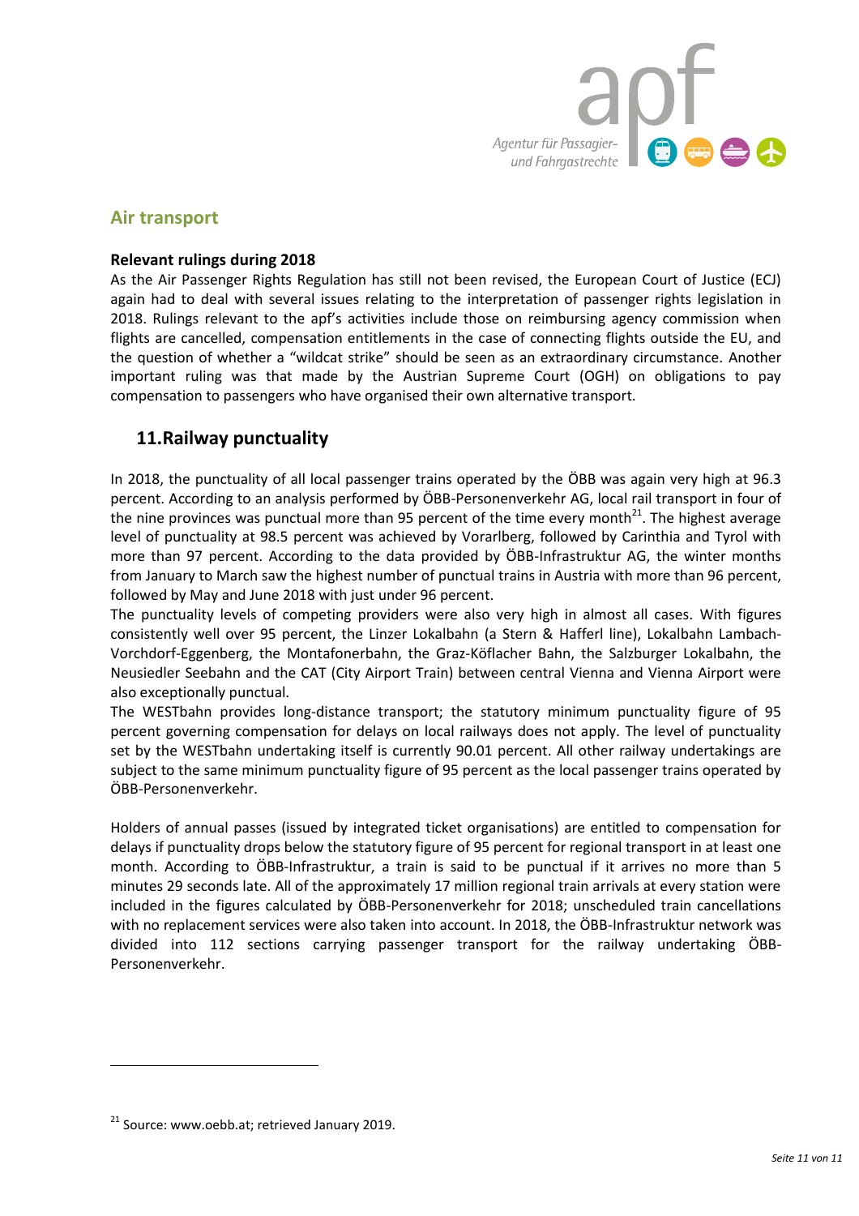## Air transport

### Relevant rulings during 2018

As the Air Passenger Rights Regulation has still not been revised, the European Court of Justice (ECJ) again had to deal with several issues relating to the interpretation of passenger rights legislation in 2018. Rulings relevant to the apf's activities include those on reimbursing agency commission when flights are cancelled, compensation entitlements in the case of connecting flights outside the EU, and the question of whether a "wildcat strike" should be seen as an extraordinary circumstance. Another important ruling was that made by the Austrian Supreme Court (OGH) on obligations to pay compensation to passengers who have organised their own alternative transport.

## 11. Railway punctuality

In 2018, the punctuality of all local passenger trains operated by the ÖBB was again very high at 96.3 percent. According to an analysis performed by ÖBB-Personenverkehr AG, local rail transport in four of the nine provinces was punctual more than 95 percent of the time every month[21]. The highest average level of punctuality at 98.5 percent was achieved by Vorarlberg, followed by Carinthia and Tyrol with more than 97 percent. According to the data provided by ÖBB-Infrastruktur AG, the winter months from January to March saw the highest number of punctual trains in Austria with more than 96 percent, followed by May and June 2018 with just under 96 percent.

The punctuality levels of competing providers were also very high in almost all cases. With figures consistently well over 95 percent, the Linzer Lokalbahn (a Stern & Hafferl line), Lokalbahn Lambach-Vorchdorf-Eggenberg, the Montafonerbahn, the Graz-Köflacher Bahn, the Salzburger Lokalbahn, the Neusiedler Seebahn and the CAT (City Airport Train) between central Vienna and Vienna Airport were also exceptionally punctual.

The WESTbahn provides long-distance transport; the statutory minimum punctuality figure of 95 percent governing compensation for delays on local railways does not apply. The level of punctuality set by the WESTbahn undertaking itself is currently 90.01 percent. All other railway undertakings are subject to the same minimum punctuality figure of 95 percent as the local passenger trains operated by ÖBB-Personenverkehr.

Holders of annual passes (issued by integrated ticket organisations) are entitled to compensation for delays if punctuality drops below the statutory figure of 95 percent for regional transport in at least one month. According to ÖBB-Infrastruktur, a train is said to be punctual if it arrives no more than 5 minutes 29 seconds late. All of the approximately 17 million regional train arrivals at every station were included in the figures calculated by ÖBB-Personenverkehr for 2018; unscheduled train cancellations with no replacement services were also taken into account. In 2018, the ÖBB-Infrastruktur network was divided into 112 sections carrying passenger transport for the railway undertaking ÖBB-Personenverkehr.

---

[21] Source: www.oebb.at; retrieved January 2019.